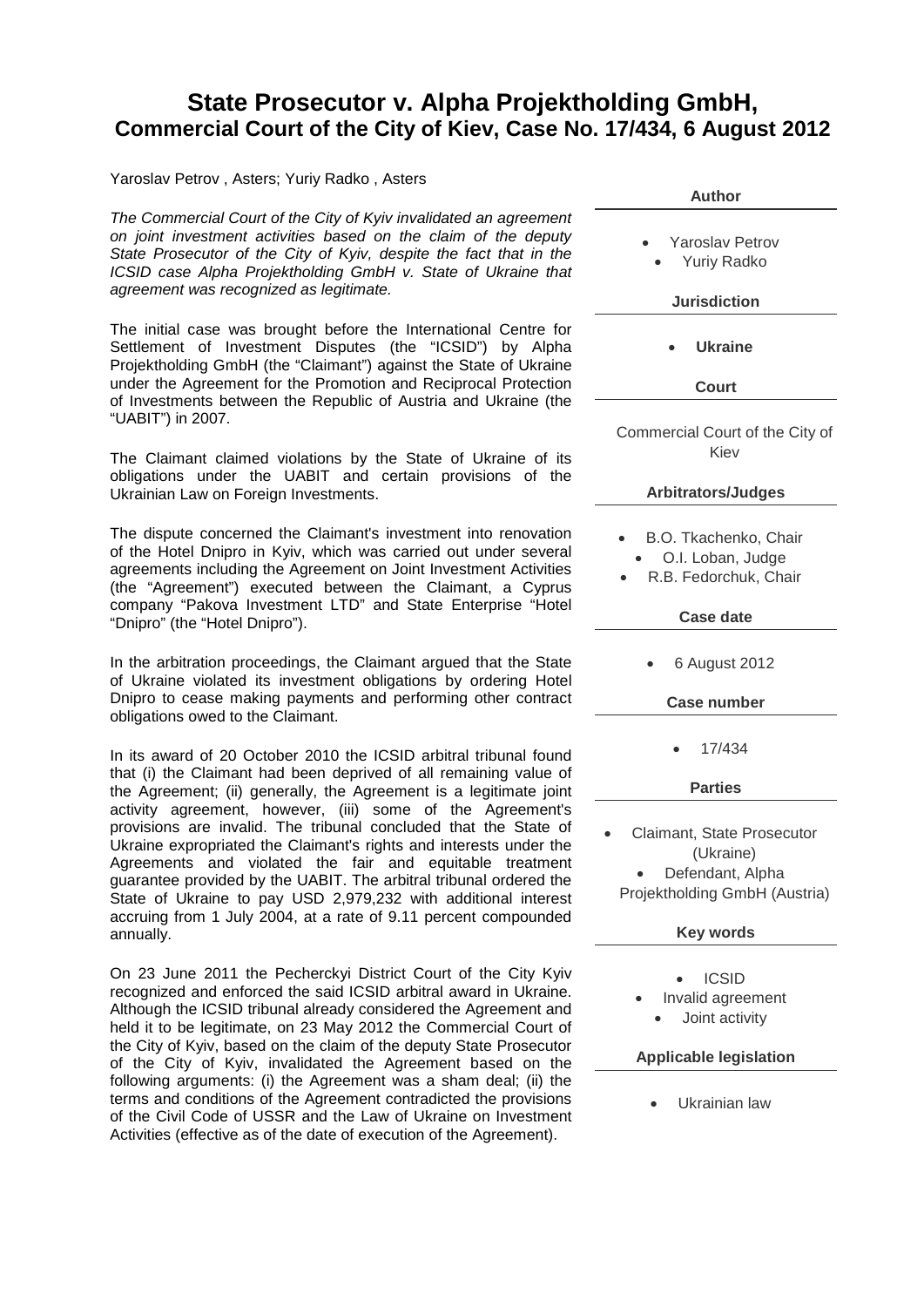# State Prosecutor v. Alpha Projektholding GmbH, Commercial Court of the City of Kiev, Case No. 17/434, 6 August 2012

Yaroslav Petrov , Asters; Yuriy Radko , Asters

*The Commercial Court of the City of Kyiv invalidated an agreement on joint investment activities based on the claim of the deputy State Prosecutor of the City of Kyiv, despite the fact that in the ICSID case Alpha Projektholding GmbH v. State of Ukraine that agreement was recognized as legitimate.*

The initial case was brought before the International Centre for Settlement of Investment Disputes (the "ICSID") by Alpha Projektholding GmbH (the "Claimant") against the State of Ukraine under the Agreement for the Promotion and Reciprocal Protection of Investments between the Republic of Austria and Ukraine (the "UABIT") in 2007.

The Claimant claimed violations by the State of Ukraine of its obligations under the UABIT and certain provisions of the Ukrainian Law on Foreign Investments.

The dispute concerned the Claimant's investment into renovation of the Hotel Dnipro in Kyiv, which was carried out under several agreements including the Agreement on Joint Investment Activities (the "Agreement") executed between the Claimant, a Cyprus company "Pakova Investment LTD" and State Enterprise "Hotel "Dnipro" (the "Hotel Dnipro").

In the arbitration proceedings, the Claimant argued that the State of Ukraine violated its investment obligations by ordering Hotel Dnipro to cease making payments and performing other contract obligations owed to the Claimant.

In its award of 20 October 2010 the ICSID arbitral tribunal found that (i) the Claimant had been deprived of all remaining value of the Agreement; (ii) generally, the Agreement is a legitimate joint activity agreement, however, (iii) some of the Agreement's provisions are invalid. The tribunal concluded that the State of Ukraine expropriated the Claimant's rights and interests under the Agreements and violated the fair and equitable treatment guarantee provided by the UABIT. The arbitral tribunal ordered the State of Ukraine to pay USD 2,979,232 with additional interest accruing from 1 July 2004, at a rate of 9.11 percent compounded annually.

On 23 June 2011 the Pecherckyi District Court of the City Kyiv recognized and enforced the said ICSID arbitral award in Ukraine. Although the ICSID tribunal already considered the Agreement and held it to be legitimate, on 23 May 2012 the Commercial Court of the City of Kyiv, based on the claim of the deputy State Prosecutor of the City of Kyiv, invalidated the Agreement based on the following arguments: (i) the Agreement was a sham deal; (ii) the terms and conditions of the Agreement contradicted the provisions of the Civil Code of USSR and the Law of Ukraine on Investment Activities (effective as of the date of execution of the Agreement).

**Author**

- Yaroslav Petrov
- Yuriy Radko

**Jurisdiction**

- **Ukraine**

**Court**

Commercial Court of the City of Kiev

**Arbitrators/Judges**

- B.O. Tkachenko, Chair
- O.I. Loban, Judge
- R.B. Fedorchuk, Chair

**Case date**

- 6 August 2012

**Case number**

- 17/434

**Parties**

- Claimant, State Prosecutor (Ukraine)
- Defendant, Alpha Projektholding GmbH (Austria)

**Key words**

- ICSID
- Invalid agreement
- Joint activity

**Applicable legislation**

- Ukrainian law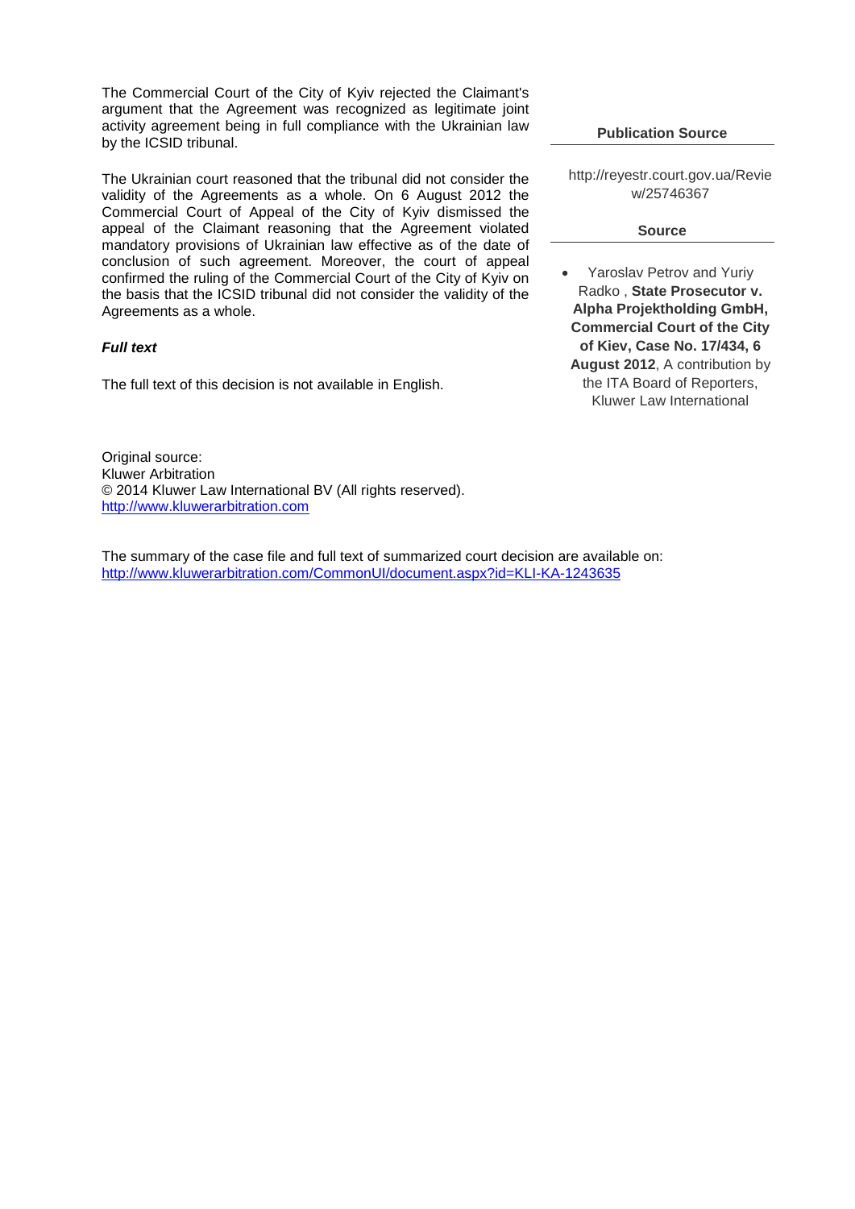The Commercial Court of the City of Kyiv rejected the Claimant's argument that the Agreement was recognized as legitimate joint activity agreement being in full compliance with the Ukrainian law by the ICSID tribunal.

The Ukrainian court reasoned that the tribunal did not consider the validity of the Agreements as a whole. On 6 August 2012 the Commercial Court of Appeal of the City of Kyiv dismissed the appeal of the Claimant reasoning that the Agreement violated mandatory provisions of Ukrainian law effective as of the date of conclusion of such agreement. Moreover, the court of appeal confirmed the ruling of the Commercial Court of the City of Kyiv on the basis that the ICSID tribunal did not consider the validity of the Agreements as a whole.

***Full text***

The full text of this decision is not available in English.

**Publication Source**

http://reyestr.court.gov.ua/Review/25746367

**Source**

- Yaroslav Petrov and Yuriy Radko , **State Prosecutor v. Alpha Projektholding GmbH, Commercial Court of the City of Kiev, Case No. 17/434, 6 August 2012**, A contribution by the ITA Board of Reporters, Kluwer Law International

Original source:
Kluwer Arbitration
© 2014 Kluwer Law International BV (All rights reserved).
http://www.kluwerarbitration.com

The summary of the case file and full text of summarized court decision are available on:
http://www.kluwerarbitration.com/CommonUI/document.aspx?id=KLI-KA-1243635